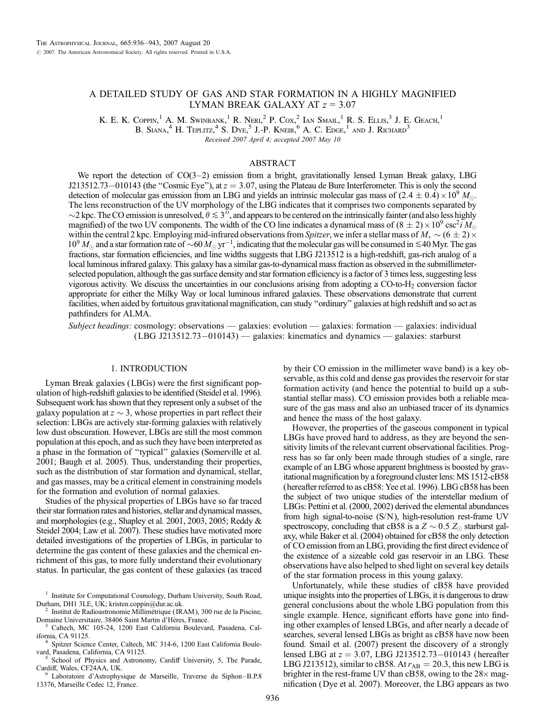# A DETAILED STUDY OF GAS AND STAR FORMATION IN A HIGHLY MAGNIFIED LYMAN BREAK GALAXY AT $z = 3.07$

K. E. K. Coppin,[1] A. M. Swinbank,[1] R. Neri,[2] P. Cox,[2] Ian Smail,[1] R. S. Ellis,[3] J. E. Geach,[1] B. Siana,[4] H. Teplitz,[4] S. Dye,[5] J.-P. Kneib,[6] A. C. Edge,[1] and J. Richard[3]

*Received 2007 April 4; accepted 2007 May 10*

## ABSTRACT

We report the detection of CO(3–2) emission from a bright, gravitationally lensed Lyman Break galaxy, LBG J213512.73−010143 (the "Cosmic Eye"), at $z = 3.07$, using the Plateau de Bure Interferometer. This is only the second detection of molecular gas emission from an LBG and yields an intrinsic molecular gas mass of $(2.4 \pm 0.4) \times 10^9\ M_\odot$. The lens reconstruction of the UV morphology of the LBG indicates that it comprises two components separated by ~2 kpc. The CO emission is unresolved, $\theta \lesssim 3''$, and appears to be centered on the intrinsically fainter (and also less highly magnified) of the two UV components. The width of the CO line indicates a dynamical mass of $(8 \pm 2) \times 10^9\ \csc^2 i\ M_\odot$ within the central 2 kpc. Employing mid-infrared observations from *Spitzer*, we infer a stellar mass of $M_* \sim (6 \pm 2) \times 10^9\ M_\odot$ and a star formation rate of $\sim 60\ M_\odot\ \mathrm{yr}^{-1}$, indicating that the molecular gas will be consumed in $\lesssim 40$ Myr. The gas fractions, star formation efficiencies, and line widths suggests that LBG J213512 is a high-redshift, gas-rich analog of a local luminous infrared galaxy. This galaxy has a similar gas-to-dynamical mass fraction as observed in the submillimeter-selected population, although the gas surface density and star formation efficiency is a factor of 3 times less, suggesting less vigorous activity. We discuss the uncertainties in our conclusions arising from adopting a CO-to-$H_2$ conversion factor appropriate for either the Milky Way or local luminous infrared galaxies. These observations demonstrate that current facilities, when aided by fortuitous gravitational magnification, can study "ordinary" galaxies at high redshift and so act as pathfinders for ALMA.

*Subject headings:* cosmology: observations — galaxies: evolution — galaxies: formation — galaxies: individual (LBG J213512.73−010143) — galaxies: kinematics and dynamics — galaxies: starburst

## 1. INTRODUCTION

Lyman Break galaxies (LBGs) were the first significant population of high-redshift galaxies to be identified (Steidel et al. 1996). Subsequent work has shown that they represent only a subset of the galaxy population at $z \sim 3$, whose properties in part reflect their selection: LBGs are actively star-forming galaxies with relatively low dust obscuration. However, LBGs are still the most common population at this epoch, and as such they have been interpreted as a phase in the formation of "typical" galaxies (Somerville et al. 2001; Baugh et al. 2005). Thus, understanding their properties, such as the distribution of star formation and dynamical, stellar, and gas masses, may be a critical element in constraining models for the formation and evolution of normal galaxies.

Studies of the physical properties of LBGs have so far traced their star formation rates and histories, stellar and dynamical masses, and morphologies (e.g., Shapley et al. 2001, 2003, 2005; Reddy & Steidel 2004; Law et al. 2007). These studies have motivated more detailed investigations of the properties of LBGs, in particular to determine the gas content of these galaxies and the chemical enrichment of this gas, to more fully understand their evolutionary status. In particular, the gas content of these galaxies (as traced by their CO emission in the millimeter wave band) is a key observable, as this cold and dense gas provides the reservoir for star formation activity (and hence the potential to build up a substantial stellar mass). CO emission provides both a reliable measure of the gas mass and also an unbiased tracer of its dynamics and hence the mass of the host galaxy.

However, the properties of the gaseous component in typical LBGs have proved hard to address, as they are beyond the sensitivity limits of the relevant current observational facilities. Progress has so far only been made through studies of a single, rare example of an LBG whose apparent brightness is boosted by gravitational magnification by a foreground cluster lens: MS 1512-cB58 (hereafter referred to as cB58: Yee et al. 1996). LBG cB58 has been the subject of two unique studies of the interstellar medium of LBGs: Pettini et al. (2000, 2002) derived the elemental abundances from high signal-to-noise (S/N), high-resolution rest-frame UV spectroscopy, concluding that cB58 is a $Z \sim 0.5\ Z_\odot$ starburst galaxy, while Baker et al. (2004) obtained for cB58 the only detection of CO emission from an LBG, providing the first direct evidence of the existence of a sizeable cold gas reservoir in an LBG. These observations have also helped to shed light on several key details of the star formation process in this young galaxy.

Unfortunately, while these studies of cB58 have provided unique insights into the properties of LBGs, it is dangerous to draw general conclusions about the whole LBG population from this single example. Hence, significant efforts have gone into finding other examples of lensed LBGs, and after nearly a decade of searches, several lensed LBGs as bright as cB58 have now been found. Smail et al. (2007) present the discovery of a strongly lensed LBG at $z = 3.07$, LBG J213512.73−010143 (hereafter LBG J213512), similar to cB58. At $r_{AB} = 20.3$, this new LBG is brighter in the rest-frame UV than cB58, owing to the 28× magnification (Dye et al. 2007). Moreover, the LBG appears as two

[1] Institute for Computational Cosmology, Durham University, South Road, Durham, DH1 3LE, UK; kristen.coppin@dur.ac.uk.

[2] Institut de Radioastronomie Millimétrique (IRAM), 300 rue de la Piscine, Domaine Universitaire, 38406 Saint Martin d'Hères, France.

[3] Caltech, MC 105-24, 1200 East California Boulevard, Pasadena, California, CA 91125.

[4] Spitzer Science Center, Caltech, MC 314-6, 1200 East California Boulevard, Pasadena, California, CA 91125.

[5] School of Physics and Astronomy, Cardiff University, 5, The Parade, Cardiff, Wales, CF24AA, UK.

[6] Laboratoire d'Astrophysique de Marseille, Traverse du Siphon–B.P.8 13376, Marseille Cedec 12, France.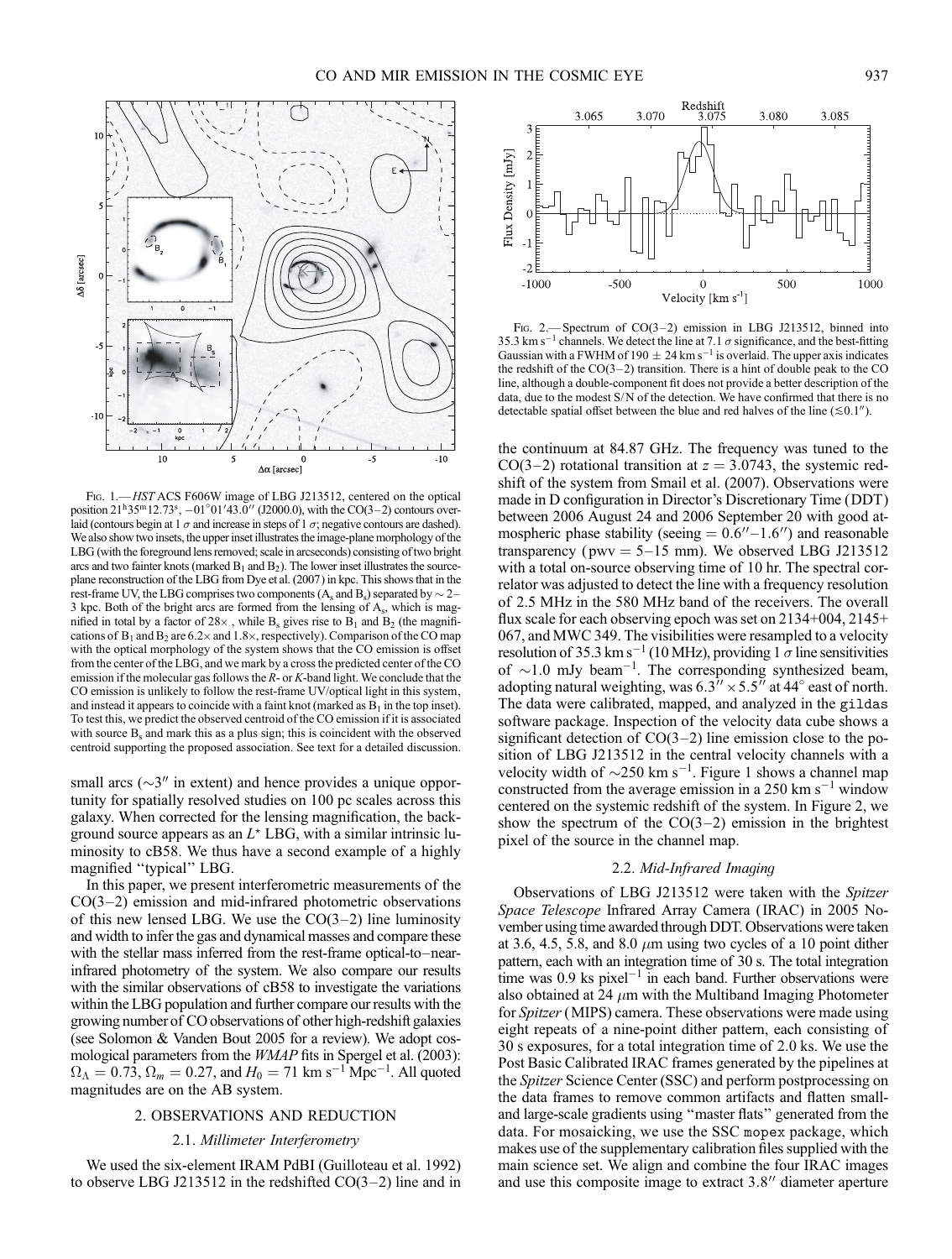FIG. 1.— *HST* ACS F606W image of LBG J213512, centered on the optical position $21^h35^m12.73^s$, $-01°01'43.0''$ (J2000.0), with the CO(3–2) contours overlaid (contours begin at 1 $\sigma$ and increase in steps of 1 $\sigma$; negative contours are dashed). We also show two insets, the upper inset illustrates the image-plane morphology of the LBG (with the foreground lens removed; scale in arcseconds) consisting of two bright arcs and two fainter knots (marked $B_1$ and $B_2$). The lower inset illustrates the source-plane reconstruction of the LBG from Dye et al. (2007) in kpc. This shows that in the rest-frame UV, the LBG comprises two components ($A_s$ and $B_s$) separated by $\sim 2$–3 kpc. Both of the bright arcs are formed from the lensing of $A_s$, which is magnified in total by a factor of 28×, while $B_s$ gives rise to $B_1$ and $B_2$ (the magnifications of $B_1$ and $B_2$ are 6.2× and 1.8×, respectively). Comparison of the CO map with the optical morphology of the system shows that the CO emission is offset from the center of the LBG, and we mark by a cross the predicted center of the CO emission if the molecular gas follows the *R*- or *K*-band light. We conclude that the CO emission is unlikely to follow the rest-frame UV/optical light in this system, and instead it appears to coincide with a faint knot (marked as $B_1$ in the top inset). To test this, we predict the observed centroid of the CO emission if it is associated with source $B_s$ and mark this as a plus sign; this is coincident with the observed centroid supporting the proposed association. See text for a detailed discussion.

small arcs ($\sim 3''$ in extent) and hence provides a unique opportunity for spatially resolved studies on 100 pc scales across this galaxy. When corrected for the lensing magnification, the background source appears as an $L^*$ LBG, with a similar intrinsic luminosity to cB58. We thus have a second example of a highly magnified "typical" LBG.

In this paper, we present interferometric measurements of the CO(3–2) emission and mid-infrared photometric observations of this new lensed LBG. We use the CO(3–2) line luminosity and width to infer the gas and dynamical masses and compare these with the stellar mass inferred from the rest-frame optical-to–near-infrared photometry of the system. We also compare our results with the similar observations of cB58 to investigate the variations within the LBG population and further compare our results with the growing number of CO observations of other high-redshift galaxies (see Solomon & Vanden Bout 2005 for a review). We adopt cosmological parameters from the *WMAP* fits in Spergel et al. (2003): $\Omega_\Lambda = 0.73$, $\Omega_m = 0.27$, and $H_0 = 71$ km s$^{-1}$ Mpc$^{-1}$. All quoted magnitudes are on the AB system.

## 2. OBSERVATIONS AND REDUCTION

### 2.1. *Millimeter Interferometry*

We used the six-element IRAM PdBI (Guilloteau et al. 1992) to observe LBG J213512 in the redshifted CO(3–2) line and in the continuum at 84.87 GHz. The frequency was tuned to the CO(3–2) rotational transition at $z = 3.0743$, the systemic redshift of the system from Smail et al. (2007). Observations were made in D configuration in Director's Discretionary Time (DDT) between 2006 August 24 and 2006 September 20 with good atmospheric phase stability (seeing $= 0.6''$–$1.6''$) and reasonable transparency (pwv = 5–15 mm). We observed LBG J213512 with a total on-source observing time of 10 hr. The spectral correlator was adjusted to detect the line with a frequency resolution of 2.5 MHz in the 580 MHz band of the receivers. The overall flux scale for each observing epoch was set on 2134+004, 2145+067, and MWC 349. The visibilities were resampled to a velocity resolution of 35.3 km s$^{-1}$ (10 MHz), providing 1 $\sigma$ line sensitivities of $\sim$1.0 mJy beam$^{-1}$. The corresponding synthesized beam, adopting natural weighting, was $6.3'' \times 5.5''$ at 44° east of north. The data were calibrated, mapped, and analyzed in the gildas software package. Inspection of the velocity data cube shows a significant detection of CO(3–2) line emission close to the position of LBG J213512 in the central velocity channels with a velocity width of $\sim$250 km s$^{-1}$. Figure 1 shows a channel map constructed from the average emission in a 250 km s$^{-1}$ window centered on the systemic redshift of the system. In Figure 2, we show the spectrum of the CO(3–2) emission in the brightest pixel of the source in the channel map.

FIG. 2.— Spectrum of CO(3–2) emission in LBG J213512, binned into 35.3 km s$^{-1}$ channels. We detect the line at 7.1 $\sigma$ significance, and the best-fitting Gaussian with a FWHM of 190 ± 24 km s$^{-1}$ is overlaid. The upper axis indicates the redshift of the CO(3–2) transition. There is a hint of double peak to the CO line, although a double-component fit does not provide a better description of the data, due to the modest S/N of the detection. We have confirmed that there is no detectable spatial offset between the blue and red halves of the line ($\lesssim 0.1''$).

### 2.2. *Mid-Infrared Imaging*

Observations of LBG J213512 were taken with the *Spitzer Space Telescope* Infrared Array Camera (IRAC) in 2005 November using time awarded through DDT. Observations were taken at 3.6, 4.5, 5.8, and 8.0 $\mu$m using two cycles of a 10 point dither pattern, each with an integration time of 30 s. The total integration time was 0.9 ks pixel$^{-1}$ in each band. Further observations were also obtained at 24 $\mu$m with the Multiband Imaging Photometer for *Spitzer* (MIPS) camera. These observations were made using eight repeats of a nine-point dither pattern, each consisting of 30 s exposures, for a total integration time of 2.0 ks. We use the Post Basic Calibrated IRAC frames generated by the pipelines at the *Spitzer* Science Center (SSC) and perform postprocessing on the data frames to remove common artifacts and flatten small- and large-scale gradients using "master flats" generated from the data. For mosaicking, we use the SSC mopex package, which makes use of the supplementary calibration files supplied with the main science set. We align and combine the four IRAC images and use this composite image to extract 3.8″ diameter aperture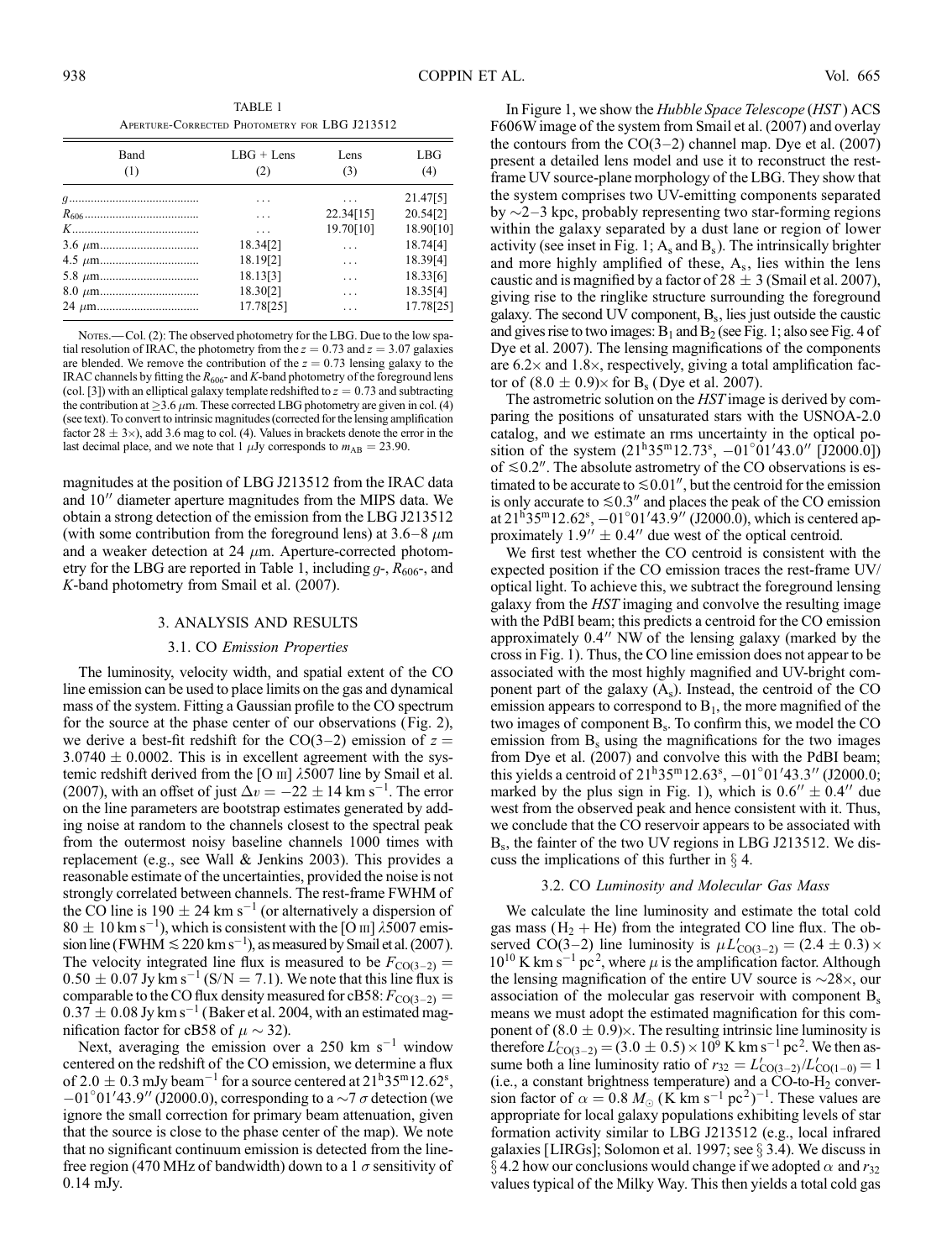TABLE 1
Aperture-Corrected Photometry for LBG J213512

| Band (1) | LBG + Lens (2) | Lens (3) | LBG (4) |
| --- | --- | --- | --- |
| $g$ | ... | ... | 21.47[5] |
| $R_{606}$ | ... | 22.34[15] | 20.54[2] |
| $K$ | ... | 19.70[10] | 18.90[10] |
| 3.6 $\mu$m | 18.34[2] | ... | 18.74[4] |
| 4.5 $\mu$m | 18.19[2] | ... | 18.39[4] |
| 5.8 $\mu$m | 18.13[3] | ... | 18.33[6] |
| 8.0 $\mu$m | 18.30[2] | ... | 18.35[4] |
| 24 $\mu$m | 17.78[25] | ... | 17.78[25] |

Notes.— Col. (2): The observed photometry for the LBG. Due to the low spatial resolution of IRAC, the photometry from the $z = 0.73$ and $z = 3.07$ galaxies are blended. We remove the contribution of the $z = 0.73$ lensing galaxy to the IRAC channels by fitting the $R_{606}$- and $K$-band photometry of the foreground lens (col. [3]) with an elliptical galaxy template redshifted to $z = 0.73$ and subtracting the contribution at $\gtrsim 3.6$ $\mu$m. These corrected LBG photometry are given in col. (4) (see text). To convert to intrinsic magnitudes (corrected for the lensing amplification factor $28 \pm 3\times$), add 3.6 mag to col. (4). Values in brackets denote the error in the last decimal place, and we note that 1 $\mu$Jy corresponds to $m_{AB} = 23.90$.

magnitudes at the position of LBG J213512 from the IRAC data and $10''$ diameter aperture magnitudes from the MIPS data. We obtain a strong detection of the emission from the LBG J213512 (with some contribution from the foreground lens) at 3.6–8 $\mu$m and a weaker detection at 24 $\mu$m. Aperture-corrected photometry for the LBG are reported in Table 1, including $g$-, $R_{606}$-, and $K$-band photometry from Smail et al. (2007).

## 3. ANALYSIS AND RESULTS

### 3.1. CO *Emission Properties*

The luminosity, velocity width, and spatial extent of the CO line emission can be used to place limits on the gas and dynamical mass of the system. Fitting a Gaussian profile to the CO spectrum for the source at the phase center of our observations (Fig. 2), we derive a best-fit redshift for the CO(3–2) emission of $z = 3.0740 \pm 0.0002$. This is in excellent agreement with the systemic redshift derived from the [O III] $\lambda$5007 line by Smail et al. (2007), with an offset of just $\Delta v = -22 \pm 14$ km s$^{-1}$. The error on the line parameters are bootstrap estimates generated by adding noise at random to the channels closest to the spectral peak from the outermost noisy baseline channels 1000 times with replacement (e.g., see Wall & Jenkins 2003). This provides a reasonable estimate of the uncertainties, provided the noise is not strongly correlated between channels. The rest-frame FWHM of the CO line is $190 \pm 24$ km s$^{-1}$ (or alternatively a dispersion of $80 \pm 10$ km s$^{-1}$), which is consistent with the [O III] $\lambda$5007 emission line (FWHM $\lesssim 220$ km s$^{-1}$), as measured by Smail et al. (2007). The velocity integrated line flux is measured to be $F_{CO(3-2)} = 0.50 \pm 0.07$ Jy km s$^{-1}$ (S/N = 7.1). We note that this line flux is comparable to the CO flux density measured for cB58: $F_{CO(3-2)} = 0.37 \pm 0.08$ Jy km s$^{-1}$ (Baker et al. 2004, with an estimated magnification factor for cB58 of $\mu \sim 32$).

Next, averaging the emission over a 250 km s$^{-1}$ window centered on the redshift of the CO emission, we determine a flux of $2.0 \pm 0.3$ mJy beam$^{-1}$ for a source centered at $21^h35^m12.62^s$, $-01°01'43.9''$ (J2000.0), corresponding to a $\sim$7 $\sigma$ detection (we ignore the small correction for primary beam attenuation, given that the source is close to the phase center of the map). We note that no significant continuum emission is detected from the line-free region (470 MHz of bandwidth) down to a 1 $\sigma$ sensitivity of 0.14 mJy.

In Figure 1, we show the *Hubble Space Telescope* (*HST*) ACS F606W image of the system from Smail et al. (2007) and overlay the contours from the CO(3–2) channel map. Dye et al. (2007) present a detailed lens model and use it to reconstruct the rest-frame UV source-plane morphology of the LBG. They show that the system comprises two UV-emitting components separated by $\sim$2–3 kpc, probably representing two star-forming regions within the galaxy separated by a dust lane or region of lower activity (see inset in Fig. 1; $A_s$ and $B_s$). The intrinsically brighter and more highly amplified of these, $A_s$, lies within the lens caustic and is magnified by a factor of $28 \pm 3$ (Smail et al. 2007), giving rise to the ringlike structure surrounding the foreground galaxy. The second UV component, $B_s$, lies just outside the caustic and gives rise to two images: $B_1$ and $B_2$ (see Fig. 1; also see Fig. 4 of Dye et al. 2007). The lensing magnifications of the components are $6.2\times$ and $1.8\times$, respectively, giving a total amplification factor of $(8.0 \pm 0.9)\times$ for $B_s$ (Dye et al. 2007).

The astrometric solution on the *HST* image is derived by comparing the positions of unsaturated stars with the USNOA-2.0 catalog, and we estimate an rms uncertainty in the optical position of the system ($21^h35^m12.73^s$, $-01°01'43.0''$ [J2000.0]) of $\lesssim 0.2''$. The absolute astrometry of the CO observations is estimated to be accurate to $\lesssim 0.01''$, but the centroid for the emission is only accurate to $\lesssim 0.3''$ and places the peak of the CO emission at $21^h35^m12.62^s$, $-01°01'43.9''$ (J2000.0), which is centered approximately $1.9'' \pm 0.4''$ due west of the optical centroid.

We first test whether the CO centroid is consistent with the expected position if the CO emission traces the rest-frame UV/optical light. To achieve this, we subtract the foreground lensing galaxy from the *HST* imaging and convolve the resulting image with the PdBI beam; this predicts a centroid for the CO emission approximately $0.4''$ NW of the lensing galaxy (marked by the cross in Fig. 1). Thus, the CO line emission does not appear to be associated with the most highly magnified and UV-bright component part of the galaxy ($A_s$). Instead, the centroid of the CO emission appears to correspond to $B_1$, the more magnified of the two images of component $B_s$. To confirm this, we model the CO emission from $B_s$ using the magnifications for the two images from Dye et al. (2007) and convolve this with the PdBI beam; this yields a centroid of $21^h35^m12.63^s$, $-01°01'43.3''$ (J2000.0; marked by the plus sign in Fig. 1), which is $0.6'' \pm 0.4''$ due west from the observed peak and hence consistent with it. Thus, we conclude that the CO reservoir appears to be associated with $B_s$, the fainter of the two UV regions in LBG J213512. We discuss the implications of this further in § 4.

### 3.2. CO *Luminosity and Molecular Gas Mass*

We calculate the line luminosity and estimate the total cold gas mass ($H_2$ + He) from the integrated CO line flux. The observed CO(3–2) line luminosity is $\mu L'_{CO(3-2)} = (2.4 \pm 0.3) \times 10^{10}$ K km s$^{-1}$ pc$^2$, where $\mu$ is the amplification factor. Although the lensing magnification of the entire UV source is $\sim$28$\times$, our association of the molecular gas reservoir with component $B_s$ means we must adopt the estimated magnification for this component of $(8.0 \pm 0.9)\times$. The resulting intrinsic line luminosity is therefore $L'_{CO(3-2)} = (3.0 \pm 0.5) \times 10^9$ K km s$^{-1}$ pc$^2$. We then assume both a line luminosity ratio of $r_{32} = L'_{CO(3-2)}/L'_{CO(1-0)} = 1$ (i.e., a constant brightness temperature) and a CO-to-$H_2$ conversion factor of $\alpha = 0.8$ $M_\odot$ (K km s$^{-1}$ pc$^2$)$^{-1}$. These values are appropriate for local galaxy populations exhibiting levels of star formation activity similar to LBG J213512 (e.g., local infrared galaxies [LIRGs]; Solomon et al. 1997; see § 3.4). We discuss in § 4.2 how our conclusions would change if we adopted $\alpha$ and $r_{32}$ values typical of the Milky Way. This then yields a total cold gas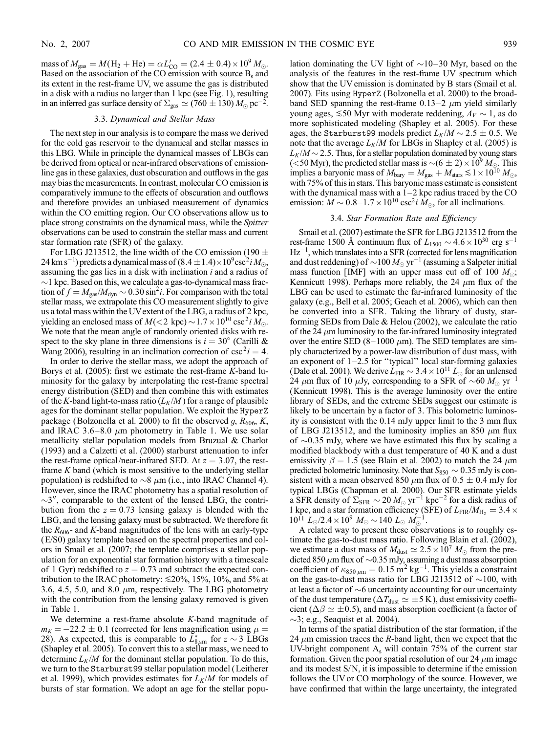mass of $M_{gas} = M(H_2 + He) = \alpha L'_{CO} = (2.4 \pm 0.4) \times 10^9\, M_\odot$. Based on the association of the CO emission with source $B_s$ and its extent in the rest-frame UV, we assume the gas is distributed in a disk with a radius no larger than 1 kpc (see Fig. 1), resulting in an inferred gas surface density of $\Sigma_{gas} \simeq (760 \pm 130)\, M_\odot\, pc^{-2}$.

### 3.3. *Dynamical and Stellar Mass*

The next step in our analysis is to compare the mass we derived for the cold gas reservoir to the dynamical and stellar masses in this LBG. While in principle the dynamical masses of LBGs can be derived from optical or near-infrared observations of emission-line gas in these galaxies, dust obscuration and outflows in the gas may bias the measurements. In contrast, molecular CO emission is comparatively immune to the effects of obscuration and outflows and therefore provides an unbiased measurement of dynamics within the CO emitting region. Our CO observations allow us to place strong constraints on the dynamical mass, while the *Spitzer* observations can be used to constrain the stellar mass and current star formation rate (SFR) of the galaxy.

For LBG J213512, the line width of the CO emission ($190 \pm 24$ km s$^{-1}$) predicts a dynamical mass of $(8.4 \pm 1.4) \times 10^9 \csc^2 i\, M_\odot$, assuming the gas lies in a disk with inclination $i$ and a radius of $\sim$1 kpc. Based on this, we calculate a gas-to-dynamical mass fraction of $f = M_{gas}/M_{dyn} \sim 0.30 \sin^2 i$. For comparison with the total stellar mass, we extrapolate this CO measurement slightly to give us a total mass within the UV extent of the LBG, a radius of 2 kpc, yielding an enclosed mass of $M(<2\ \mathrm{kpc}) \sim 1.7 \times 10^{10} \csc^2 i\, M_\odot$. We note that the mean angle of randomly oriented disks with respect to the sky plane in three dimensions is $i = 30°$ (Carilli & Wang 2006), resulting in an inclination correction of $\csc^2 i = 4$.

In order to derive the stellar mass, we adopt the approach of Borys et al. (2005): first we estimate the rest-frame *K*-band luminosity for the galaxy by interpolating the rest-frame spectral energy distribution (SED) and then combine this with estimates of the *K*-band light-to-mass ratio ($L_K/M$) for a range of plausible ages for the dominant stellar population. We exploit the HyperZ package (Bolzonella et al. 2000) to fit the observed $g$, $R_{606}$, $K$, and IRAC 3.6–8.0 $\mu$m photometry in Table 1. We use solar metallicity stellar population models from Bruzual & Charlot (1993) and a Calzetti et al. (2000) starburst attenuation to infer the rest-frame optical/near-infrared SED. At $z = 3.07$, the rest-frame $K$ band (which is most sensitive to the underlying stellar population) is redshifted to $\sim$8 $\mu$m (i.e., into IRAC Channel 4). However, since the IRAC photometry has a spatial resolution of $\sim$3″, comparable to the extent of the lensed LBG, the contribution from the $z = 0.73$ lensing galaxy is blended with the LBG, and the lensing galaxy must be subtracted. We therefore fit the $R_{606}$- and $K$-band magnitudes of the lens with an early-type (E/S0) galaxy template based on the spectral properties and colors in Smail et al. (2007; the template comprises a stellar population for an exponential star formation history with a timescale of 1 Gyr) redshifted to $z = 0.73$ and subtract the expected contribution to the IRAC photometry: $\lesssim$20%, 15%, 10%, and 5% at 3.6, 4.5, 5.0, and 8.0 $\mu$m, respectively. The LBG photometry with the contribution from the lensing galaxy removed is given in Table 1.

We determine a rest-frame absolute $K$-band magnitude of $m_K = -22.2 \pm 0.1$ (corrected for lens magnification using $\mu = 28$). As expected, this is comparable to $L^*_{8\,\mu m}$ for $z \sim 3$ LBGs (Shapley et al. 2005). To convert this to a stellar mass, we need to determine $L_K/M$ for the dominant stellar population. To do this, we turn to the Starburst99 stellar population model (Leitherer et al. 1999), which provides estimates for $L_K/M$ for models of bursts of star formation. We adopt an age for the stellar population dominating the UV light of $\sim$10–30 Myr, based on the analysis of the features in the rest-frame UV spectrum which show that the UV emission is dominated by B stars (Smail et al. 2007). Fits using HyperZ (Bolzonella et al. 2000) to the broadband SED spanning the rest-frame 0.13–2 $\mu$m yield similarly young ages, $\lesssim$50 Myr with moderate reddening, $A_V \sim 1$, as do more sophisticated modeling (Shapley et al. 2005). For these ages, the Starburst99 models predict $L_K/M \sim 2.5 \pm 0.5$. We note that the average $L_K/M$ for LBGs in Shapley et al. (2005) is $L_K/M \sim 2.5$. Thus, for a stellar population dominated by young stars ($<$50 Myr), the predicted stellar mass is $\sim(6 \pm 2) \times 10^9\, M_\odot$. This implies a baryonic mass of $M_{bary} = M_{gas} + M_{stars} \lesssim 1 \times 10^{10}\, M_\odot$, with 75% of this in stars. This baryonic mass estimate is consistent with the dynamical mass with a 1–2 kpc radius traced by the CO emission: $M \sim 0.8\text{–}1.7 \times 10^{10} \csc^2 i\, M_\odot$, for all inclinations.

### 3.4. *Star Formation Rate and Efficiency*

Smail et al. (2007) estimate the SFR for LBG J213512 from the rest-frame 1500 Å continuum flux of $L_{1500} \sim 4.6 \times 10^{30}$ erg s$^{-1}$ Hz$^{-1}$, which translates into a SFR (corrected for lens magnification and dust reddening) of $\sim$100 $M_\odot$ yr$^{-1}$ (assuming a Salpeter initial mass function [IMF] with an upper mass cut off of 100 $M_\odot$; Kennicutt 1998). Perhaps more reliably, the 24 $\mu$m flux of the LBG can be used to estimate the far-infrared luminosity of the galaxy (e.g., Bell et al. 2005; Geach et al. 2006), which can then be converted into a SFR. Taking the library of dusty, star-forming SEDs from Dale & Helou (2002), we calculate the ratio of the 24 $\mu$m luminosity to the far-infrared luminosity integrated over the entire SED (8–1000 $\mu$m). The SED templates are simply characterized by a power-law distribution of dust mass, with an exponent of 1–2.5 for "typical" local star-forming galaxies (Dale et al. 2001). We derive $L_{FIR} \sim 3.4 \times 10^{11}\, L_\odot$ for an unlensed 24 $\mu$m flux of 10 $\mu$Jy, corresponding to a SFR of $\sim$60 $M_\odot$ yr$^{-1}$ (Kennicutt 1998). This is the average luminosity over the entire library of SEDs, and the extreme SEDs suggest our estimate is likely to be uncertain by a factor of 3. This bolometric luminosity is consistent with the 0.14 mJy upper limit to the 3 mm flux of LBG J213512, and the luminosity implies an 850 $\mu$m flux of $\sim$0.35 mJy, where we have estimated this flux by scaling a modified blackbody with a dust temperature of 40 K and a dust emissivity $\beta = 1.5$ (see Blain et al. 2002) to match the 24 $\mu$m predicted bolometric luminosity. Note that $S_{850} \sim 0.35$ mJy is consistent with a mean observed 850 $\mu$m flux of $0.5 \pm 0.4$ mJy for typical LBGs (Chapman et al. 2000). Our SFR estimate yields a SFR density of $\Sigma_{SFR} \sim 20\, M_\odot$ yr$^{-1}$ kpc$^{-2}$ for a disk radius of 1 kpc, and a star formation efficiency (SFE) of $L_{FIR}/M_{H_2} = 3.4 \times 10^{11}\, L_\odot / 2.4 \times 10^9\, M_\odot \sim 140\, L_\odot\, M_\odot^{-1}$.

A related way to present these observations is to roughly estimate the gas-to-dust mass ratio. Following Blain et al. (2002), we estimate a dust mass of $M_{dust} \simeq 2.5 \times 10^7\, M_\odot$ from the predicted 850 $\mu$m flux of $\sim$0.35 mJy, assuming a dust mass absorption coefficient of $\kappa_{850\,\mu m} = 0.15$ m$^2$ kg$^{-1}$. This yields a constraint on the gas-to-dust mass ratio for LBG J213512 of $\sim$100, with at least a factor of $\sim$6 uncertainty accounting for our uncertainty of the dust temperature ($\Delta T_{dust} \simeq \pm 5$ K), dust emissivity coefficient ($\Delta\beta \simeq \pm 0.5$), and mass absorption coefficient (a factor of $\sim$3; e.g., Seaquist et al. 2004).

In terms of the spatial distribution of the star formation, if the 24 $\mu$m emission traces the $R$-band light, then we expect that the UV-bright component $A_s$ will contain 75% of the current star formation. Given the poor spatial resolution of our 24 $\mu$m image and its modest S/N, it is impossible to determine if the emission follows the UV or CO morphology of the source. However, we have confirmed that within the large uncertainty, the integrated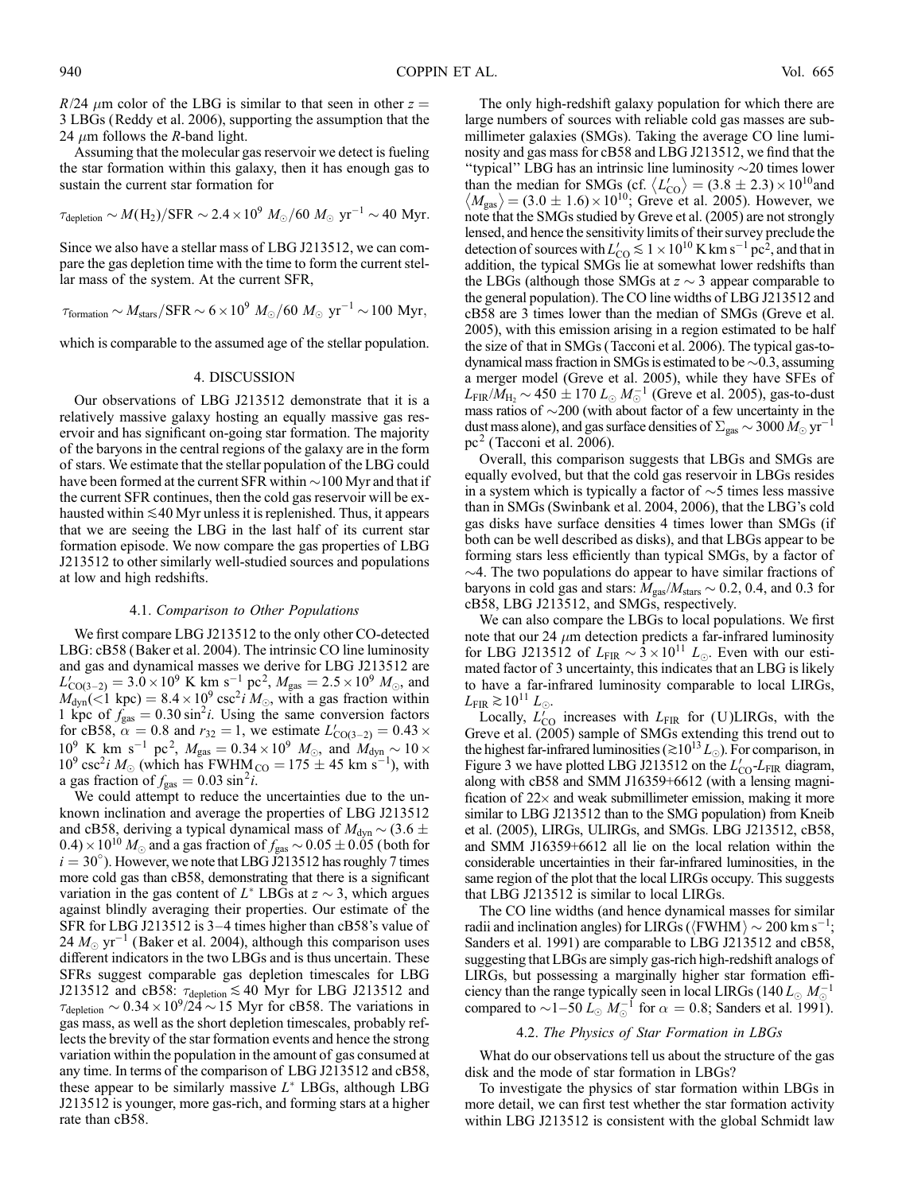$R$/24 $\mu$m color of the LBG is similar to that seen in other $z = 3$ LBGs (Reddy et al. 2006), supporting the assumption that the 24 $\mu$m follows the $R$-band light.

Assuming that the molecular gas reservoir we detect is fueling the star formation within this galaxy, then it has enough gas to sustain the current star formation for

$$\tau_{\rm depletion} \sim M({\rm H_2})/{\rm SFR} \sim 2.4 \times 10^9\ M_\odot/60\ M_\odot\ {\rm yr^{-1}} \sim 40\ {\rm Myr}.$$

Since we also have a stellar mass of LBG J213512, we can compare the gas depletion time with the time to form the current stellar mass of the system. At the current SFR,

$$\tau_{\rm formation} \sim M_{\rm stars}/{\rm SFR} \sim 6 \times 10^9\ M_\odot/60\ M_\odot\ {\rm yr^{-1}} \sim 100\ {\rm Myr},$$

which is comparable to the assumed age of the stellar population.

## 4. DISCUSSION

Our observations of LBG J213512 demonstrate that it is a relatively massive galaxy hosting an equally massive gas reservoir and has significant on-going star formation. The majority of the baryons in the central regions of the galaxy are in the form of stars. We estimate that the stellar population of the LBG could have been formed at the current SFR within ~100 Myr and that if the current SFR continues, then the cold gas reservoir will be exhausted within $\lesssim$40 Myr unless it is replenished. Thus, it appears that we are seeing the LBG in the last half of its current star formation episode. We now compare the gas properties of LBG J213512 to other similarly well-studied sources and populations at low and high redshifts.

### 4.1. *Comparison to Other Populations*

We first compare LBG J213512 to the only other CO-detected LBG: cB58 (Baker et al. 2004). The intrinsic CO line luminosity and gas and dynamical masses we derive for LBG J213512 are $L'_{\rm CO(3-2)} = 3.0 \times 10^9$ K km s$^{-1}$ pc$^2$, $M_{\rm gas} = 2.5 \times 10^9\ M_\odot$, and $M_{\rm dyn}(<1\ {\rm kpc}) = 8.4 \times 10^9\ {\rm csc}^2 i\ M_\odot$, with a gas fraction within 1 kpc of $f_{\rm gas} = 0.30\ {\rm sin}^2 i$. Using the same conversion factors for cB58, $\alpha = 0.8$ and $r_{32} = 1$, we estimate $L'_{\rm CO(3-2)} = 0.43 \times 10^9$ K km s$^{-1}$ pc$^2$, $M_{\rm gas} = 0.34 \times 10^9\ M_\odot$, and $M_{\rm dyn} \sim 10 \times 10^9\ {\rm csc}^2 i\ M_\odot$ (which has FWHM$_{\rm CO} = 175 \pm 45$ km s$^{-1}$), with a gas fraction of $f_{\rm gas} = 0.03\ {\rm sin}^2 i$.

We could attempt to reduce the uncertainties due to the unknown inclination and average the properties of LBG J213512 and cB58, deriving a typical dynamical mass of $M_{\rm dyn} \sim (3.6 \pm 0.4) \times 10^{10}\ M_\odot$ and a gas fraction of $f_{\rm gas} \sim 0.05 \pm 0.05$ (both for $i = 30°$). However, we note that LBG J213512 has roughly 7 times more cold gas than cB58, demonstrating that there is a significant variation in the gas content of $L^*$ LBGs at $z \sim 3$, which argues against blindly averaging their properties. Our estimate of the SFR for LBG J213512 is 3–4 times higher than cB58's value of 24 $M_\odot$ yr$^{-1}$ (Baker et al. 2004), although this comparison uses different indicators in the two LBGs and is thus uncertain. These SFRs suggest comparable gas depletion timescales for LBG J213512 and cB58: $\tau_{\rm depletion} \lesssim 40$ Myr for LBG J213512 and $\tau_{\rm depletion} \sim 0.34 \times 10^9/24 \sim 15$ Myr for cB58. The variations in gas mass, as well as the short depletion timescales, probably reflects the brevity of the star formation events and hence the strong variation within the population in the amount of gas consumed at any time. In terms of the comparison of LBG J213512 and cB58, these appear to be similarly massive $L^*$ LBGs, although LBG J213512 is younger, more gas-rich, and forming stars at a higher rate than cB58.

The only high-redshift galaxy population for which there are large numbers of sources with reliable cold gas masses are submillimeter galaxies (SMGs). Taking the average CO line luminosity and gas mass for cB58 and LBG J213512, we find that the "typical" LBG has an intrinsic line luminosity ~20 times lower than the median for SMGs (cf. $\langle L'_{\rm CO} \rangle = (3.8 \pm 2.3) \times 10^{10}$and $\langle M_{\rm gas} \rangle = (3.0 \pm 1.6) \times 10^{10}$; Greve et al. 2005). However, we note that the SMGs studied by Greve et al. (2005) are not strongly lensed, and hence the sensitivity limits of their survey preclude the detection of sources with $L'_{\rm CO} \lesssim 1 \times 10^{10}$ K km s$^{-1}$ pc$^2$, and that in addition, the typical SMGs lie at somewhat lower redshifts than the LBGs (although those SMGs at $z \sim 3$ appear comparable to the general population). The CO line widths of LBG J213512 and cB58 are 3 times lower than the median of SMGs (Greve et al. 2005), with this emission arising in a region estimated to be half the size of that in SMGs (Tacconi et al. 2006). The typical gas-to-dynamical mass fraction in SMGs is estimated to be ~0.3, assuming a merger model (Greve et al. 2005), while they have SFEs of $L_{\rm FIR}/M_{\rm H_2} \sim 450 \pm 170\ L_\odot\ M_\odot^{-1}$ (Greve et al. 2005), gas-to-dust mass ratios of ~200 (with about factor of a few uncertainty in the dust mass alone), and gas surface densities of $\Sigma_{\rm gas} \sim 3000\ M_\odot$ yr$^{-1}$ pc$^2$ (Tacconi et al. 2006).

Overall, this comparison suggests that LBGs and SMGs are equally evolved, but that the cold gas reservoir in LBGs resides in a system which is typically a factor of ~5 times less massive than in SMGs (Swinbank et al. 2004, 2006), that the LBG's cold gas disks have surface densities 4 times lower than SMGs (if both can be well described as disks), and that LBGs appear to be forming stars less efficiently than typical SMGs, by a factor of ~4. The two populations do appear to have similar fractions of baryons in cold gas and stars: $M_{\rm gas}/M_{\rm stars} \sim 0.2$, 0.4, and 0.3 for cB58, LBG J213512, and SMGs, respectively.

We can also compare the LBGs to local populations. We first note that our 24 $\mu$m detection predicts a far-infrared luminosity for LBG J213512 of $L_{\rm FIR} \sim 3 \times 10^{11}\ L_\odot$. Even with our estimated factor of 3 uncertainty, this indicates that an LBG is likely to have a far-infrared luminosity comparable to local LIRGs, $L_{\rm FIR} \gtrsim 10^{11}\ L_\odot$.

Locally, $L'_{\rm CO}$ increases with $L_{\rm FIR}$ for (U)LIRGs, with the Greve et al. (2005) sample of SMGs extending this trend out to the highest far-infrared luminosities ($\gtrsim 10^{13}\ L_\odot$). For comparison, in Figure 3 we have plotted LBG J213512 on the $L'_{\rm CO}$-$L_{\rm FIR}$ diagram, along with cB58 and SMM J16359+6612 (with a lensing magnification of 22× and weak submillimeter emission, making it more similar to LBG J213512 than to the SMG population) from Kneib et al. (2005), LIRGs, ULIRGs, and SMGs. LBG J213512, cB58, and SMM J16359+6612 all lie on the local relation within the considerable uncertainties in their far-infrared luminosities, in the same region of the plot that the local LIRGs occupy. This suggests that LBG J213512 is similar to local LIRGs.

The CO line widths (and hence dynamical masses for similar radii and inclination angles) for LIRGs ($\langle$FWHM$\rangle \sim 200$ km s$^{-1}$; Sanders et al. 1991) are comparable to LBG J213512 and cB58, suggesting that LBGs are simply gas-rich high-redshift analogs of LIRGs, but possessing a marginally higher star formation efficiency than the range typically seen in local LIRGs (140 $L_\odot\ M_\odot^{-1}$ compared to ~1–50 $L_\odot\ M_\odot^{-1}$ for $\alpha = 0.8$; Sanders et al. 1991).

### 4.2. *The Physics of Star Formation in LBGs*

What do our observations tell us about the structure of the gas disk and the mode of star formation in LBGs?

To investigate the physics of star formation within LBGs in more detail, we can first test whether the star formation activity within LBG J213512 is consistent with the global Schmidt law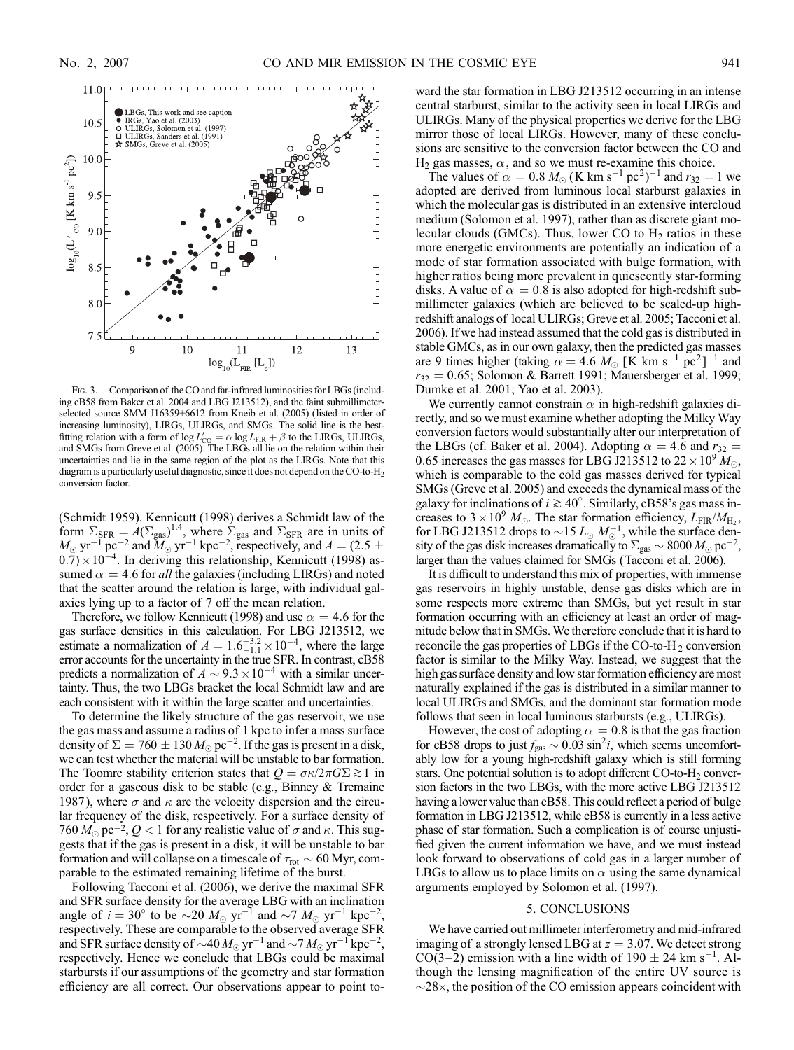11.0
10.5
10.0
9.5
9.0
8.5
8.0
7.5

$\log_{10}(L'_{\rm CO}$ [K km s$^{-1}$ pc$^2$])

9 10 11 12 13

$\log_{10}(L_{\rm FIR}$ [$L_\odot$])

LBGs, This work and see caption
IRGs, Yao et al. (2003)
ULIRGs, Solomon et al. (1997)
ULIRGs, Sanders et al. (1991)
SMGs, Greve et al. (2005)

Fig. 3.—Comparison of the CO and far-infrared luminosities for LBGs (including cB58 from Baker et al. 2004 and LBG J213512), and the faint submillimeter-selected source SMM J16359+6612 from Kneib et al. (2005) (listed in order of increasing luminosity), LIRGs, ULIRGs, and SMGs. The solid line is the best-fitting relation with a form of $\log L'_{\rm CO} = \alpha \log L_{\rm FIR} + \beta$ to the LIRGs, ULIRGs, and SMGs from Greve et al. (2005). The LBGs all lie on the relation within their uncertainties and lie in the same region of the plot as the LIRGs. Note that this diagram is a particularly useful diagnostic, since it does not depend on the CO-to-$H_2$ conversion factor.

(Schmidt 1959). Kennicutt (1998) derives a Schmidt law of the form $\Sigma_{\rm SFR} = A(\Sigma_{\rm gas})^{1.4}$, where $\Sigma_{\rm gas}$ and $\Sigma_{\rm SFR}$ are in units of $M_\odot$ yr$^{-1}$ pc$^{-2}$ and $M_\odot$ yr$^{-1}$ kpc$^{-2}$, respectively, and $A = (2.5 \pm 0.7) \times 10^{-4}$. In deriving this relationship, Kennicutt (1998) assumed $\alpha = 4.6$ for *all* the galaxies (including LIRGs) and noted that the scatter around the relation is large, with individual galaxies lying up to a factor of 7 off the mean relation.

Therefore, we follow Kennicutt (1998) and use $\alpha = 4.6$ for the gas surface densities in this calculation. For LBG J213512, we estimate a normalization of $A = 1.6^{+3.2}_{-1.1} \times 10^{-4}$, where the large error accounts for the uncertainty in the true SFR. In contrast, cB58 predicts a normalization of $A \sim 9.3 \times 10^{-4}$ with a similar uncertainty. Thus, the two LBGs bracket the local Schmidt law and are each consistent with it within the large scatter and uncertainties.

To determine the likely structure of the gas reservoir, we use the gas mass and assume a radius of 1 kpc to infer a mass surface density of $\Sigma = 760 \pm 130\, M_\odot$ pc$^{-2}$. If the gas is present in a disk, we can test whether the material will be unstable to bar formation. The Toomre stability criterion states that $Q = \sigma\kappa/2\pi G\Sigma \gtrsim 1$ in order for a gaseous disk to be stable (e.g., Binney & Tremaine 1987), where $\sigma$ and $\kappa$ are the velocity dispersion and the circular frequency of the disk, respectively. For a surface density of $760\, M_\odot$ pc$^{-2}$, $Q < 1$ for any realistic value of $\sigma$ and $\kappa$. This suggests that if the gas is present in a disk, it will be unstable to bar formation and will collapse on a timescale of $\tau_{\rm rot} \sim 60$ Myr, comparable to the estimated remaining lifetime of the burst.

Following Tacconi et al. (2006), we derive the maximal SFR and SFR surface density for the average LBG with an inclination angle of $i = 30°$ to be $\sim 20\, M_\odot$ yr$^{-1}$ and $\sim 7\, M_\odot$ yr$^{-1}$ kpc$^{-2}$, respectively. These are comparable to the observed average SFR and SFR surface density of $\sim 40\, M_\odot$ yr$^{-1}$ and $\sim 7\, M_\odot$ yr$^{-1}$ kpc$^{-2}$, respectively. Hence we conclude that LBGs could be maximal starbursts if our assumptions of the geometry and star formation efficiency are all correct. Our observations appear to point toward the star formation in LBG J213512 occurring in an intense central starburst, similar to the activity seen in local LIRGs and ULIRGs. Many of the physical properties we derive for the LBG mirror those of local LIRGs. However, many of these conclusions are sensitive to the conversion factor between the CO and $H_2$ gas masses, $\alpha$, and so we must re-examine this choice.

The values of $\alpha = 0.8\, M_\odot$ (K km s$^{-1}$ pc$^2$)$^{-1}$ and $r_{32} = 1$ we adopted are derived from luminous local starburst galaxies in which the molecular gas is distributed in an extensive intercloud medium (Solomon et al. 1997), rather than as discrete giant molecular clouds (GMCs). Thus, lower CO to $H_2$ ratios in these more energetic environments are potentially an indication of a mode of star formation associated with bulge formation, with higher ratios being more prevalent in quiescently star-forming disks. A value of $\alpha = 0.8$ is also adopted for high-redshift submillimeter galaxies (which are believed to be scaled-up high-redshift analogs of local ULIRGs; Greve et al. 2005; Tacconi et al. 2006). If we had instead assumed that the cold gas is distributed in stable GMCs, as in our own galaxy, then the predicted gas masses are 9 times higher (taking $\alpha = 4.6\, M_\odot$ [K km s$^{-1}$ pc$^2$]$^{-1}$ and $r_{32} = 0.65$; Solomon & Barrett 1991; Mauersberger et al. 1999; Dumke et al. 2001; Yao et al. 2003).

We currently cannot constrain $\alpha$ in high-redshift galaxies directly, and so we must examine whether adopting the Milky Way conversion factors would substantially alter our interpretation of the LBGs (cf. Baker et al. 2004). Adopting $\alpha = 4.6$ and $r_{32} = 0.65$ increases the gas masses for LBG J213512 to $22 \times 10^9\, M_\odot$, which is comparable to the cold gas masses derived for typical SMGs (Greve et al. 2005) and exceeds the dynamical mass of the galaxy for inclinations of $i \gtrsim 40°$. Similarly, cB58's gas mass increases to $3 \times 10^9\, M_\odot$. The star formation efficiency, $L_{\rm FIR}/M_{\rm H_2}$, for LBG J213512 drops to $\sim 15\, L_\odot\, M_\odot^{-1}$, while the surface density of the gas disk increases dramatically to $\Sigma_{\rm gas} \sim 8000\, M_\odot$ pc$^{-2}$, larger than the values claimed for SMGs (Tacconi et al. 2006).

It is difficult to understand this mix of properties, with immense gas reservoirs in highly unstable, dense gas disks which are in some respects more extreme than SMGs, but yet result in star formation occurring with an efficiency at least an order of magnitude below that in SMGs. We therefore conclude that it is hard to reconcile the gas properties of LBGs if the CO-to-$H_2$ conversion factor is similar to the Milky Way. Instead, we suggest that the high gas surface density and low star formation efficiency are most naturally explained if the gas is distributed in a similar manner to local ULIRGs and SMGs, and the dominant star formation mode follows that seen in local luminous starbursts (e.g., ULIRGs).

However, the cost of adopting $\alpha = 0.8$ is that the gas fraction for cB58 drops to just $f_{\rm gas} \sim 0.03 \sin^2 i$, which seems uncomfortably low for a young high-redshift galaxy which is still forming stars. One potential solution is to adopt different CO-to-$H_2$ conversion factors in the two LBGs, with the more active LBG J213512 having a lower value than cB58. This could reflect a period of bulge formation in LBG J213512, while cB58 is currently in a less active phase of star formation. Such a complication is of course unjustified given the current information we have, and we must instead look forward to observations of cold gas in a larger number of LBGs to allow us to place limits on $\alpha$ using the same dynamical arguments employed by Solomon et al. (1997).

## 5. CONCLUSIONS

We have carried out millimeter interferometry and mid-infrared imaging of a strongly lensed LBG at $z = 3.07$. We detect strong CO(3–2) emission with a line width of $190 \pm 24$ km s$^{-1}$. Although the lensing magnification of the entire UV source is $\sim 28\times$, the position of the CO emission appears coincident with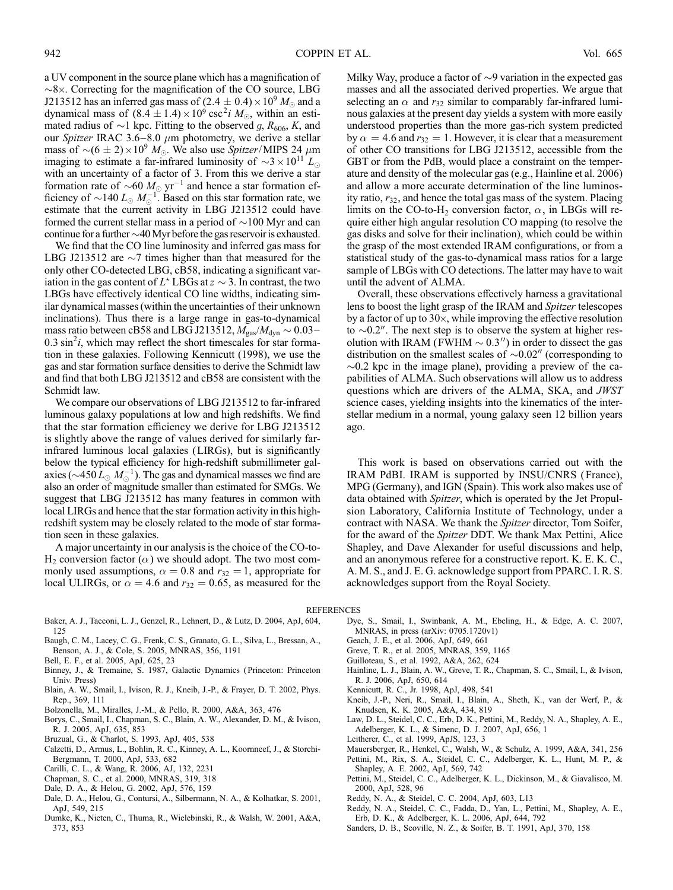a UV component in the source plane which has a magnification of $\sim 8\times$. Correcting for the magnification of the CO source, LBG J213512 has an inferred gas mass of $(2.4 \pm 0.4) \times 10^9\ M_\odot$ and a dynamical mass of $(8.4 \pm 1.4) \times 10^9 \csc^2 i\ M_\odot$, within an estimated radius of $\sim$1 kpc. Fitting to the observed $g$, $R_{606}$, $K$, and our *Spitzer* IRAC 3.6–8.0 $\mu$m photometry, we derive a stellar mass of $\sim(6 \pm 2) \times 10^9\ M_\odot$. We also use *Spitzer*/MIPS 24 $\mu$m imaging to estimate a far-infrared luminosity of $\sim 3 \times 10^{11}\ L_\odot$ with an uncertainty of a factor of 3. From this we derive a star formation rate of $\sim 60\ M_\odot\ \mathrm{yr}^{-1}$ and hence a star formation efficiency of $\sim 140\ L_\odot\ M_\odot^{-1}$. Based on this star formation rate, we estimate that the current activity in LBG J213512 could have formed the current stellar mass in a period of $\sim$100 Myr and can continue for a further $\sim$40 Myr before the gas reservoir is exhausted.

We find that the CO line luminosity and inferred gas mass for LBG J213512 are $\sim$7 times higher than that measured for the only other CO-detected LBG, cB58, indicating a significant variation in the gas content of $L^\star$ LBGs at $z \sim 3$. In contrast, the two LBGs have effectively identical CO line widths, indicating similar dynamical masses (within the uncertainties of their unknown inclinations). Thus there is a large range in gas-to-dynamical mass ratio between cB58 and LBG J213512, $M_{\mathrm{gas}}/M_{\mathrm{dyn}} \sim 0.03$–$0.3 \sin^2 i$, which may reflect the short timescales for star formation in these galaxies. Following Kennicutt (1998), we use the gas and star formation surface densities to derive the Schmidt law and find that both LBG J213512 and cB58 are consistent with the Schmidt law.

We compare our observations of LBG J213512 to far-infrared luminous galaxy populations at low and high redshifts. We find that the star formation efficiency we derive for LBG J213512 is slightly above the range of values derived for similarly far-infrared luminous local galaxies (LIRGs), but is significantly below the typical efficiency for high-redshift submillimeter galaxies ($\sim 450\ L_\odot\ M_\odot^{-1}$). The gas and dynamical masses we find are also an order of magnitude smaller than estimated for SMGs. We suggest that LBG J213512 has many features in common with local LIRGs and hence that the star formation activity in this high-redshift system may be closely related to the mode of star formation seen in these galaxies.

A major uncertainty in our analysis is the choice of the CO-to-$H_2$ conversion factor ($\alpha$) we should adopt. The two most commonly used assumptions, $\alpha = 0.8$ and $r_{32} = 1$, appropriate for local ULIRGs, or $\alpha = 4.6$ and $r_{32} = 0.65$, as measured for the Milky Way, produce a factor of $\sim$9 variation in the expected gas masses and all the associated derived properties. We argue that selecting an $\alpha$ and $r_{32}$ similar to comparably far-infrared luminous galaxies at the present day yields a system with more easily understood properties than the more gas-rich system predicted by $\alpha = 4.6$ and $r_{32} = 1$. However, it is clear that a measurement of other CO transitions for LBG J213512, accessible from the GBT or from the PdB, would place a constraint on the temperature and density of the molecular gas (e.g., Hainline et al. 2006) and allow a more accurate determination of the line luminosity ratio, $r_{32}$, and hence the total gas mass of the system. Placing limits on the CO-to-$H_2$ conversion factor, $\alpha$, in LBGs will require either high angular resolution CO mapping (to resolve the gas disks and solve for their inclination), which could be within the grasp of the most extended IRAM configurations, or from a statistical study of the gas-to-dynamical mass ratios for a large sample of LBGs with CO detections. The latter may have to wait until the advent of ALMA.

Overall, these observations effectively harness a gravitational lens to boost the light grasp of the IRAM and *Spitzer* telescopes by a factor of up to $30\times$, while improving the effective resolution to $\sim 0.2''$. The next step is to observe the system at higher resolution with IRAM (FWHM $\sim 0.3''$) in order to dissect the gas distribution on the smallest scales of $\sim 0.02''$ (corresponding to $\sim$0.2 kpc in the image plane), providing a preview of the capabilities of ALMA. Such observations will allow us to address questions which are drivers of the ALMA, SKA, and *JWST* science cases, yielding insights into the kinematics of the interstellar medium in a normal, young galaxy seen 12 billion years ago.

This work is based on observations carried out with the IRAM PdBI. IRAM is supported by INSU/CNRS (France), MPG (Germany), and IGN (Spain). This work also makes use of data obtained with *Spitzer*, which is operated by the Jet Propulsion Laboratory, California Institute of Technology, under a contract with NASA. We thank the *Spitzer* director, Tom Soifer, for the award of the *Spitzer* DDT. We thank Max Pettini, Alice Shapley, and Dave Alexander for useful discussions and help, and an anonymous referee for a constructive report. K. E. K. C., A. M. S., and J. E. G. acknowledge support from PPARC. I. R. S. acknowledges support from the Royal Society.

## REFERENCES

Baker, A. J., Tacconi, L. J., Genzel, R., Lehnert, D., & Lutz, D. 2004, ApJ, 604, 125

Baugh, C. M., Lacey, C. G., Frenk, C. S., Granato, G. L., Silva, L., Bressan, A., Benson, A. J., & Cole, S. 2005, MNRAS, 356, 1191

Bell, E. F., et al. 2005, ApJ, 625, 23

Binney, J., & Tremaine, S. 1987, Galactic Dynamics (Princeton: Princeton Univ. Press)

Blain, A. W., Smail, I., Ivison, R. J., Kneib, J.-P., & Frayer, D. T. 2002, Phys. Rep., 369, 111

Bolzonella, M., Miralles, J.-M., & Pello, R. 2000, A&A, 363, 476

Borys, C., Smail, I., Chapman, S. C., Blain, A. W., Alexander, D. M., & Ivison, R. J. 2005, ApJ, 635, 853

Bruzual, G., & Charlot, S. 1993, ApJ, 405, 538

Calzetti, D., Armus, L., Bohlin, R. C., Kinney, A. L., Koornneef, J., & Storchi-Bergmann, T. 2000, ApJ, 533, 682

Carilli, C. L., & Wang, R. 2006, AJ, 132, 2231

Chapman, S. C., et al. 2000, MNRAS, 319, 318

Dale, D. A., & Helou, G. 2002, ApJ, 576, 159

Dale, D. A., Helou, G., Contursi, A., Silbermann, N. A., & Kolhatkar, S. 2001, ApJ, 549, 215

Dumke, K., Nieten, C., Thuma, R., Wielebinski, R., & Walsh, W. 2001, A&A, 373, 853

Dye, S., Smail, I., Swinbank, A. M., Ebeling, H., & Edge, A. C. 2007, MNRAS, in press (arXiv: 0705.1720v1)

Geach, J. E., et al. 2006, ApJ, 649, 661

Greve, T. R., et al. 2005, MNRAS, 359, 1165

Guilloteau, S., et al. 1992, A&A, 262, 624

Hainline, L. J., Blain, A. W., Greve, T. R., Chapman, S. C., Smail, I., & Ivison, R. J. 2006, ApJ, 650, 614

Kennicutt, R. C., Jr. 1998, ApJ, 498, 541

Kneib, J.-P., Neri, R., Smail, I., Blain, A., Sheth, K., van der Werf, P., & Knudsen, K. K. 2005, A&A, 434, 819

Law, D. L., Steidel, C. C., Erb, D. K., Pettini, M., Reddy, N. A., Shapley, A. E., Adelberger, K. L., & Simenc, D. J. 2007, ApJ, 656, 1

Leitherer, C., et al. 1999, ApJS, 123, 3

Mauersberger, R., Henkel, C., Walsh, W., & Schulz, A. 1999, A&A, 341, 256

Pettini, M., Rix, S. A., Steidel, C. C., Adelberger, K. L., Hunt, M. P., & Shapley, A. E. 2002, ApJ, 569, 742

Pettini, M., Steidel, C. C., Adelberger, K. L., Dickinson, M., & Giavalisco, M. 2000, ApJ, 528, 96

Reddy, N. A., & Steidel, C. C. 2004, ApJ, 603, L13

Reddy, N. A., Steidel, C. C., Fadda, D., Yan, L., Pettini, M., Shapley, A. E., Erb, D. K., & Adelberger, K. L. 2006, ApJ, 644, 792

Sanders, D. B., Scoville, N. Z., & Soifer, B. T. 1991, ApJ, 370, 158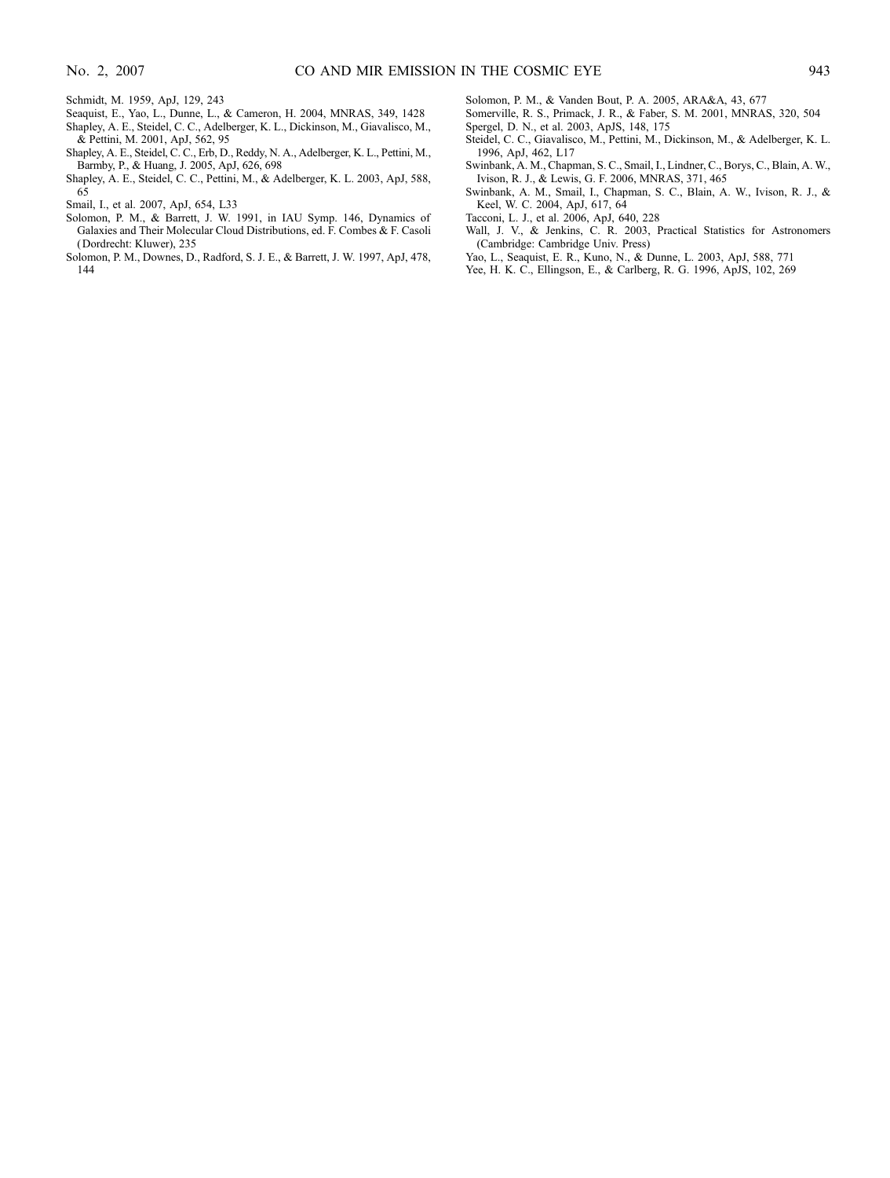Schmidt, M. 1959, ApJ, 129, 243

Seaquist, E., Yao, L., Dunne, L., & Cameron, H. 2004, MNRAS, 349, 1428

Shapley, A. E., Steidel, C. C., Adelberger, K. L., Dickinson, M., Giavalisco, M., & Pettini, M. 2001, ApJ, 562, 95

Shapley, A. E., Steidel, C. C., Erb, D., Reddy, N. A., Adelberger, K. L., Pettini, M., Barmby, P., & Huang, J. 2005, ApJ, 626, 698

Shapley, A. E., Steidel, C. C., Pettini, M., & Adelberger, K. L. 2003, ApJ, 588, 65

Smail, I., et al. 2007, ApJ, 654, L33

Solomon, P. M., & Barrett, J. W. 1991, in IAU Symp. 146, Dynamics of Galaxies and Their Molecular Cloud Distributions, ed. F. Combes & F. Casoli (Dordrecht: Kluwer), 235

Solomon, P. M., Downes, D., Radford, S. J. E., & Barrett, J. W. 1997, ApJ, 478, 144

Solomon, P. M., & Vanden Bout, P. A. 2005, ARA&A, 43, 677

Somerville, R. S., Primack, J. R., & Faber, S. M. 2001, MNRAS, 320, 504

Spergel, D. N., et al. 2003, ApJS, 148, 175

Steidel, C. C., Giavalisco, M., Pettini, M., Dickinson, M., & Adelberger, K. L. 1996, ApJ, 462, L17

Swinbank, A. M., Chapman, S. C., Smail, I., Lindner, C., Borys, C., Blain, A. W., Ivison, R. J., & Lewis, G. F. 2006, MNRAS, 371, 465

Swinbank, A. M., Smail, I., Chapman, S. C., Blain, A. W., Ivison, R. J., & Keel, W. C. 2004, ApJ, 617, 64

Tacconi, L. J., et al. 2006, ApJ, 640, 228

Wall, J. V., & Jenkins, C. R. 2003, Practical Statistics for Astronomers (Cambridge: Cambridge Univ. Press)

Yao, L., Seaquist, E. R., Kuno, N., & Dunne, L. 2003, ApJ, 588, 771

Yee, H. K. C., Ellingson, E., & Carlberg, R. G. 1996, ApJS, 102, 269